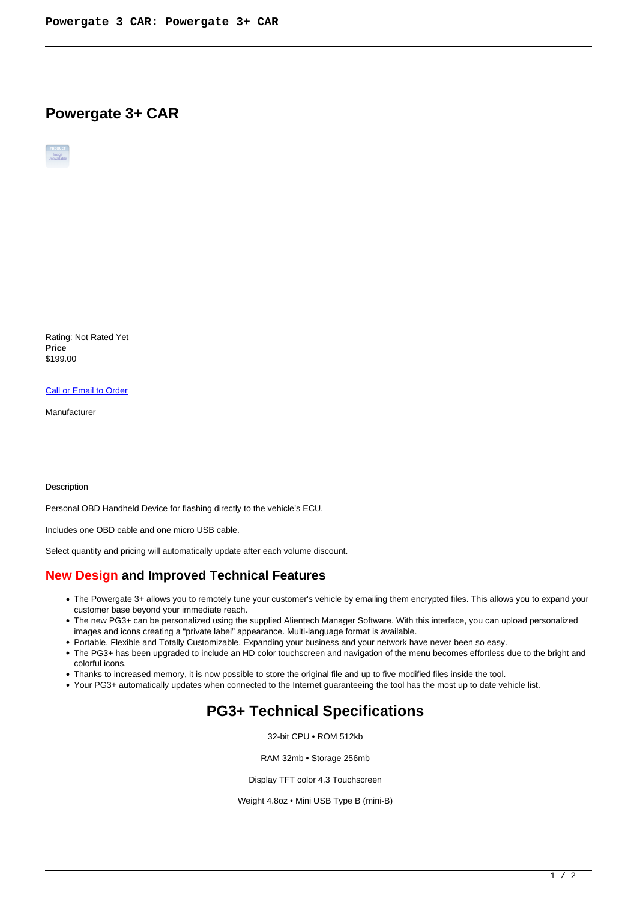# Powergate 3+ CAR

Rating: Not Rated Yet
**Price**
$199.00

Call or Email to Order

Manufacturer

Description

Personal OBD Handheld Device for flashing directly to the vehicle's ECU.

Includes one OBD cable and one micro USB cable.

Select quantity and pricing will automatically update after each volume discount.

## New Design and Improved Technical Features

- The Powergate 3+ allows you to remotely tune your customer's vehicle by emailing them encrypted files. This allows you to expand your customer base beyond your immediate reach.
- The new PG3+ can be personalized using the supplied Alientech Manager Software. With this interface, you can upload personalized images and icons creating a "private label" appearance. Multi-language format is available.
- Portable, Flexible and Totally Customizable. Expanding your business and your network have never been so easy.
- The PG3+ has been upgraded to include an HD color touchscreen and navigation of the menu becomes effortless due to the bright and colorful icons.
- Thanks to increased memory, it is now possible to store the original file and up to five modified files inside the tool.
- Your PG3+ automatically updates when connected to the Internet guaranteeing the tool has the most up to date vehicle list.

## PG3+ Technical Specifications

32-bit CPU • ROM 512kb

RAM 32mb • Storage 256mb

Display TFT color 4.3 Touchscreen

Weight 4.8oz • Mini USB Type B (mini-B)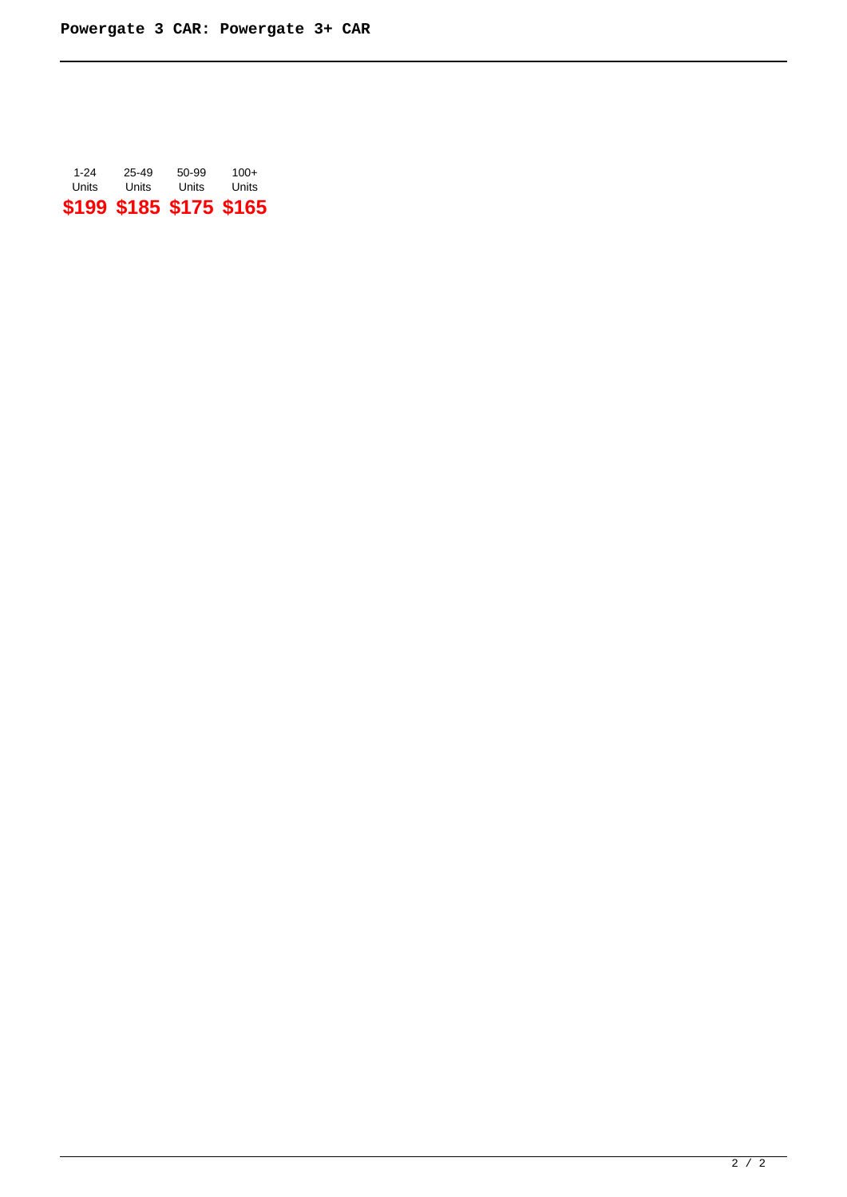| 1-24 Units | 25-49 Units | 50-99 Units | 100+ Units |
| --- | --- | --- | --- |
| **$199** | **$185** | **$175** | **$165** |